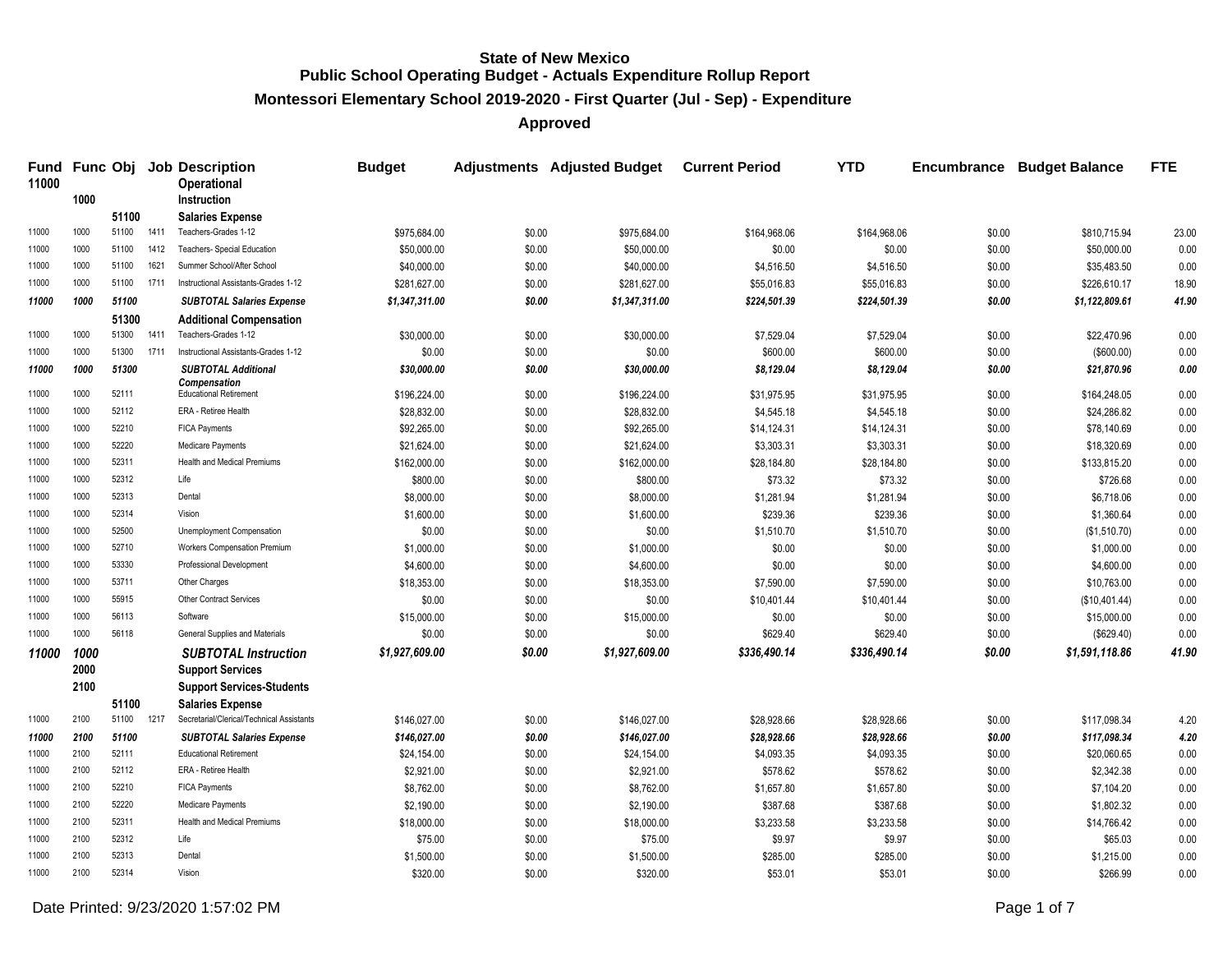# State of New Mexico
## Public School Operating Budget - Actuals Expenditure Rollup Report
### Montessori Elementary School 2019-2020 - First Quarter (Jul - Sep) - Expenditure
### Approved

| Fund | Func | Obj | Job | Description | Budget | Adjustments | Adjusted Budget | Current Period | YTD | Encumbrance | Budget Balance | FTE |
|---|---|---|---|---|---|---|---|---|---|---|---|---|
| **11000** | | | | **Operational** | | | | | | | | |
| | **1000** | | | **Instruction** | | | | | | | | |
| | | **51100** | | **Salaries Expense** | | | | | | | | |
| 11000 | 1000 | 51100 | 1411 | Teachers-Grades 1-12 | $975,684.00 | $0.00 | $975,684.00 | $164,968.06 | $164,968.06 | $0.00 | $810,715.94 | 23.00 |
| 11000 | 1000 | 51100 | 1412 | Teachers- Special Education | $50,000.00 | $0.00 | $50,000.00 | $0.00 | $0.00 | $0.00 | $50,000.00 | 0.00 |
| 11000 | 1000 | 51100 | 1621 | Summer School/After School | $40,000.00 | $0.00 | $40,000.00 | $4,516.50 | $4,516.50 | $0.00 | $35,483.50 | 0.00 |
| 11000 | 1000 | 51100 | 1711 | Instructional Assistants-Grades 1-12 | $281,627.00 | $0.00 | $281,627.00 | $55,016.83 | $55,016.83 | $0.00 | $226,610.17 | 18.90 |
| ***11000*** | ***1000*** | ***51100*** | | ***SUBTOTAL Salaries Expense*** | ***$1,347,311.00*** | ***$0.00*** | ***$1,347,311.00*** | ***$224,501.39*** | ***$224,501.39*** | ***$0.00*** | ***$1,122,809.61*** | ***41.90*** |
| | | **51300** | | **Additional Compensation** | | | | | | | | |
| 11000 | 1000 | 51300 | 1411 | Teachers-Grades 1-12 | $30,000.00 | $0.00 | $30,000.00 | $7,529.04 | $7,529.04 | $0.00 | $22,470.96 | 0.00 |
| 11000 | 1000 | 51300 | 1711 | Instructional Assistants-Grades 1-12 | $0.00 | $0.00 | $0.00 | $600.00 | $600.00 | $0.00 | ($600.00) | 0.00 |
| ***11000*** | ***1000*** | ***51300*** | | ***SUBTOTAL Additional Compensation*** | ***$30,000.00*** | ***$0.00*** | ***$30,000.00*** | ***$8,129.04*** | ***$8,129.04*** | ***$0.00*** | ***$21,870.96*** | ***0.00*** |
| 11000 | 1000 | 52111 | | Educational Retirement | $196,224.00 | $0.00 | $196,224.00 | $31,975.95 | $31,975.95 | $0.00 | $164,248.05 | 0.00 |
| 11000 | 1000 | 52112 | | ERA - Retiree Health | $28,832.00 | $0.00 | $28,832.00 | $4,545.18 | $4,545.18 | $0.00 | $24,286.82 | 0.00 |
| 11000 | 1000 | 52210 | | FICA Payments | $92,265.00 | $0.00 | $92,265.00 | $14,124.31 | $14,124.31 | $0.00 | $78,140.69 | 0.00 |
| 11000 | 1000 | 52220 | | Medicare Payments | $21,624.00 | $0.00 | $21,624.00 | $3,303.31 | $3,303.31 | $0.00 | $18,320.69 | 0.00 |
| 11000 | 1000 | 52311 | | Health and Medical Premiums | $162,000.00 | $0.00 | $162,000.00 | $28,184.80 | $28,184.80 | $0.00 | $133,815.20 | 0.00 |
| 11000 | 1000 | 52312 | | Life | $800.00 | $0.00 | $800.00 | $73.32 | $73.32 | $0.00 | $726.68 | 0.00 |
| 11000 | 1000 | 52313 | | Dental | $8,000.00 | $0.00 | $8,000.00 | $1,281.94 | $1,281.94 | $0.00 | $6,718.06 | 0.00 |
| 11000 | 1000 | 52314 | | Vision | $1,600.00 | $0.00 | $1,600.00 | $239.36 | $239.36 | $0.00 | $1,360.64 | 0.00 |
| 11000 | 1000 | 52500 | | Unemployment Compensation | $0.00 | $0.00 | $0.00 | $1,510.70 | $1,510.70 | $0.00 | ($1,510.70) | 0.00 |
| 11000 | 1000 | 52710 | | Workers Compensation Premium | $1,000.00 | $0.00 | $1,000.00 | $0.00 | $0.00 | $0.00 | $1,000.00 | 0.00 |
| 11000 | 1000 | 53330 | | Professional Development | $4,600.00 | $0.00 | $4,600.00 | $0.00 | $0.00 | $0.00 | $4,600.00 | 0.00 |
| 11000 | 1000 | 53711 | | Other Charges | $18,353.00 | $0.00 | $18,353.00 | $7,590.00 | $7,590.00 | $0.00 | $10,763.00 | 0.00 |
| 11000 | 1000 | 55915 | | Other Contract Services | $0.00 | $0.00 | $0.00 | $10,401.44 | $10,401.44 | $0.00 | ($10,401.44) | 0.00 |
| 11000 | 1000 | 56113 | | Software | $15,000.00 | $0.00 | $15,000.00 | $0.00 | $0.00 | $0.00 | $15,000.00 | 0.00 |
| 11000 | 1000 | 56118 | | General Supplies and Materials | $0.00 | $0.00 | $0.00 | $629.40 | $629.40 | $0.00 | ($629.40) | 0.00 |
| ***11000*** | ***1000*** | | | ***SUBTOTAL Instruction*** | ***$1,927,609.00*** | ***$0.00*** | ***$1,927,609.00*** | ***$336,490.14*** | ***$336,490.14*** | ***$0.00*** | ***$1,591,118.86*** | ***41.90*** |
| | **2000** | | | **Support Services** | | | | | | | | |
| | **2100** | | | **Support Services-Students** | | | | | | | | |
| | | **51100** | | **Salaries Expense** | | | | | | | | |
| 11000 | 2100 | 51100 | 1217 | Secretarial/Clerical/Technical Assistants | $146,027.00 | $0.00 | $146,027.00 | $28,928.66 | $28,928.66 | $0.00 | $117,098.34 | 4.20 |
| ***11000*** | ***2100*** | ***51100*** | | ***SUBTOTAL Salaries Expense*** | ***$146,027.00*** | ***$0.00*** | ***$146,027.00*** | ***$28,928.66*** | ***$28,928.66*** | ***$0.00*** | ***$117,098.34*** | ***4.20*** |
| 11000 | 2100 | 52111 | | Educational Retirement | $24,154.00 | $0.00 | $24,154.00 | $4,093.35 | $4,093.35 | $0.00 | $20,060.65 | 0.00 |
| 11000 | 2100 | 52112 | | ERA - Retiree Health | $2,921.00 | $0.00 | $2,921.00 | $578.62 | $578.62 | $0.00 | $2,342.38 | 0.00 |
| 11000 | 2100 | 52210 | | FICA Payments | $8,762.00 | $0.00 | $8,762.00 | $1,657.80 | $1,657.80 | $0.00 | $7,104.20 | 0.00 |
| 11000 | 2100 | 52220 | | Medicare Payments | $2,190.00 | $0.00 | $2,190.00 | $387.68 | $387.68 | $0.00 | $1,802.32 | 0.00 |
| 11000 | 2100 | 52311 | | Health and Medical Premiums | $18,000.00 | $0.00 | $18,000.00 | $3,233.58 | $3,233.58 | $0.00 | $14,766.42 | 0.00 |
| 11000 | 2100 | 52312 | | Life | $75.00 | $0.00 | $75.00 | $9.97 | $9.97 | $0.00 | $65.03 | 0.00 |
| 11000 | 2100 | 52313 | | Dental | $1,500.00 | $0.00 | $1,500.00 | $285.00 | $285.00 | $0.00 | $1,215.00 | 0.00 |
| 11000 | 2100 | 52314 | | Vision | $320.00 | $0.00 | $320.00 | $53.01 | $53.01 | $0.00 | $266.99 | 0.00 |

Date Printed: 9/23/2020 1:57:02 PM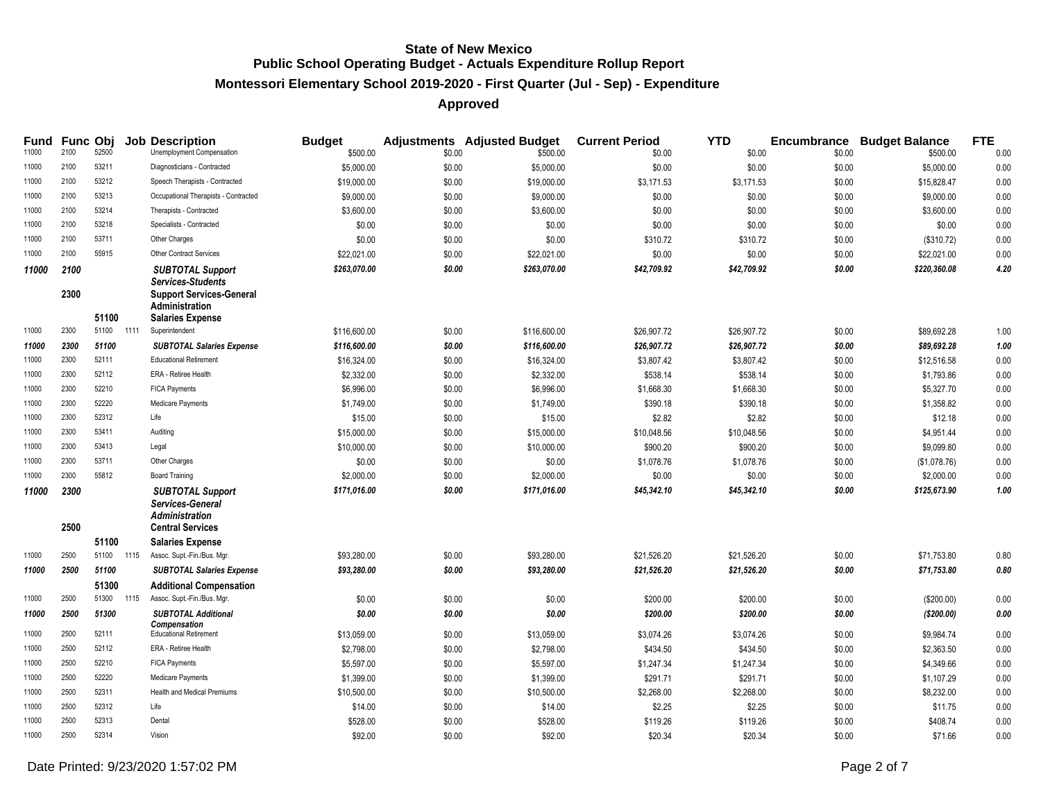## State of New Mexico
## Public School Operating Budget - Actuals Expenditure Rollup Report
### Montessori Elementary School 2019-2020 - First Quarter (Jul - Sep) - Expenditure
### Approved

| Fund | Func | Obj | Job | Description | Budget | Adjustments | Adjusted Budget | Current Period | YTD | Encumbrance | Budget Balance | FTE |
|---|---|---|---|---|---|---|---|---|---|---|---|---|
| 11000 | 2100 | 52500 | | Unemployment Compensation | $500.00 | $0.00 | $500.00 | $0.00 | $0.00 | $0.00 | $500.00 | 0.00 |
| 11000 | 2100 | 53211 | | Diagnosticians - Contracted | $5,000.00 | $0.00 | $5,000.00 | $0.00 | $0.00 | $0.00 | $5,000.00 | 0.00 |
| 11000 | 2100 | 53212 | | Speech Therapists - Contracted | $19,000.00 | $0.00 | $19,000.00 | $3,171.53 | $3,171.53 | $0.00 | $15,828.47 | 0.00 |
| 11000 | 2100 | 53213 | | Occupational Therapists - Contracted | $9,000.00 | $0.00 | $9,000.00 | $0.00 | $0.00 | $0.00 | $9,000.00 | 0.00 |
| 11000 | 2100 | 53214 | | Therapists - Contracted | $3,600.00 | $0.00 | $3,600.00 | $0.00 | $0.00 | $0.00 | $3,600.00 | 0.00 |
| 11000 | 2100 | 53218 | | Specialists - Contracted | $0.00 | $0.00 | $0.00 | $0.00 | $0.00 | $0.00 | $0.00 | 0.00 |
| 11000 | 2100 | 53711 | | Other Charges | $0.00 | $0.00 | $0.00 | $310.72 | $310.72 | $0.00 | ($310.72) | 0.00 |
| 11000 | 2100 | 55915 | | Other Contract Services | $22,021.00 | $0.00 | $22,021.00 | $0.00 | $0.00 | $0.00 | $22,021.00 | 0.00 |
| ***11000*** | ***2100*** | | | ***SUBTOTAL Support Services-Students*** | ***$263,070.00*** | ***$0.00*** | ***$263,070.00*** | ***$42,709.92*** | ***$42,709.92*** | ***$0.00*** | ***$220,360.08*** | ***4.20*** |
| | **2300** | | | **Support Services-General Administration** | | | | | | | | |
| | | **51100** | | **Salaries Expense** | | | | | | | | |
| 11000 | 2300 | 51100 | 1111 | Superintendent | $116,600.00 | $0.00 | $116,600.00 | $26,907.72 | $26,907.72 | $0.00 | $89,692.28 | 1.00 |
| ***11000*** | ***2300*** | ***51100*** | | ***SUBTOTAL Salaries Expense*** | ***$116,600.00*** | ***$0.00*** | ***$116,600.00*** | ***$26,907.72*** | ***$26,907.72*** | ***$0.00*** | ***$89,692.28*** | ***1.00*** |
| 11000 | 2300 | 52111 | | Educational Retirement | $16,324.00 | $0.00 | $16,324.00 | $3,807.42 | $3,807.42 | $0.00 | $12,516.58 | 0.00 |
| 11000 | 2300 | 52112 | | ERA - Retiree Health | $2,332.00 | $0.00 | $2,332.00 | $538.14 | $538.14 | $0.00 | $1,793.86 | 0.00 |
| 11000 | 2300 | 52210 | | FICA Payments | $6,996.00 | $0.00 | $6,996.00 | $1,668.30 | $1,668.30 | $0.00 | $5,327.70 | 0.00 |
| 11000 | 2300 | 52220 | | Medicare Payments | $1,749.00 | $0.00 | $1,749.00 | $390.18 | $390.18 | $0.00 | $1,358.82 | 0.00 |
| 11000 | 2300 | 52312 | | Life | $15.00 | $0.00 | $15.00 | $2.82 | $2.82 | $0.00 | $12.18 | 0.00 |
| 11000 | 2300 | 53411 | | Auditing | $15,000.00 | $0.00 | $15,000.00 | $10,048.56 | $10,048.56 | $0.00 | $4,951.44 | 0.00 |
| 11000 | 2300 | 53413 | | Legal | $10,000.00 | $0.00 | $10,000.00 | $900.20 | $900.20 | $0.00 | $9,099.80 | 0.00 |
| 11000 | 2300 | 53711 | | Other Charges | $0.00 | $0.00 | $0.00 | $1,078.76 | $1,078.76 | $0.00 | ($1,078.76) | 0.00 |
| 11000 | 2300 | 55812 | | Board Training | $2,000.00 | $0.00 | $2,000.00 | $0.00 | $0.00 | $0.00 | $2,000.00 | 0.00 |
| ***11000*** | ***2300*** | | | ***SUBTOTAL Support Services-General Administration*** | ***$171,016.00*** | ***$0.00*** | ***$171,016.00*** | ***$45,342.10*** | ***$45,342.10*** | ***$0.00*** | ***$125,673.90*** | ***1.00*** |
| | **2500** | | | **Central Services** | | | | | | | | |
| | | **51100** | | **Salaries Expense** | | | | | | | | |
| 11000 | 2500 | 51100 | 1115 | Assoc. Supt.-Fin./Bus. Mgr. | $93,280.00 | $0.00 | $93,280.00 | $21,526.20 | $21,526.20 | $0.00 | $71,753.80 | 0.80 |
| ***11000*** | ***2500*** | ***51100*** | | ***SUBTOTAL Salaries Expense*** | ***$93,280.00*** | ***$0.00*** | ***$93,280.00*** | ***$21,526.20*** | ***$21,526.20*** | ***$0.00*** | ***$71,753.80*** | ***0.80*** |
| | | **51300** | | **Additional Compensation** | | | | | | | | |
| 11000 | 2500 | 51300 | 1115 | Assoc. Supt.-Fin./Bus. Mgr. | $0.00 | $0.00 | $0.00 | $200.00 | $200.00 | $0.00 | ($200.00) | 0.00 |
| ***11000*** | ***2500*** | ***51300*** | | ***SUBTOTAL Additional Compensation*** | ***$0.00*** | ***$0.00*** | ***$0.00*** | ***$200.00*** | ***$200.00*** | ***$0.00*** | ***($200.00)*** | ***0.00*** |
| 11000 | 2500 | 52111 | | Educational Retirement | $13,059.00 | $0.00 | $13,059.00 | $3,074.26 | $3,074.26 | $0.00 | $9,984.74 | 0.00 |
| 11000 | 2500 | 52112 | | ERA - Retiree Health | $2,798.00 | $0.00 | $2,798.00 | $434.50 | $434.50 | $0.00 | $2,363.50 | 0.00 |
| 11000 | 2500 | 52210 | | FICA Payments | $5,597.00 | $0.00 | $5,597.00 | $1,247.34 | $1,247.34 | $0.00 | $4,349.66 | 0.00 |
| 11000 | 2500 | 52220 | | Medicare Payments | $1,399.00 | $0.00 | $1,399.00 | $291.71 | $291.71 | $0.00 | $1,107.29 | 0.00 |
| 11000 | 2500 | 52311 | | Health and Medical Premiums | $10,500.00 | $0.00 | $10,500.00 | $2,268.00 | $2,268.00 | $0.00 | $8,232.00 | 0.00 |
| 11000 | 2500 | 52312 | | Life | $14.00 | $0.00 | $14.00 | $2.25 | $2.25 | $0.00 | $11.75 | 0.00 |
| 11000 | 2500 | 52313 | | Dental | $528.00 | $0.00 | $528.00 | $119.26 | $119.26 | $0.00 | $408.74 | 0.00 |
| 11000 | 2500 | 52314 | | Vision | $92.00 | $0.00 | $92.00 | $20.34 | $20.34 | $0.00 | $71.66 | 0.00 |

Date Printed: 9/23/2020 1:57:02 PM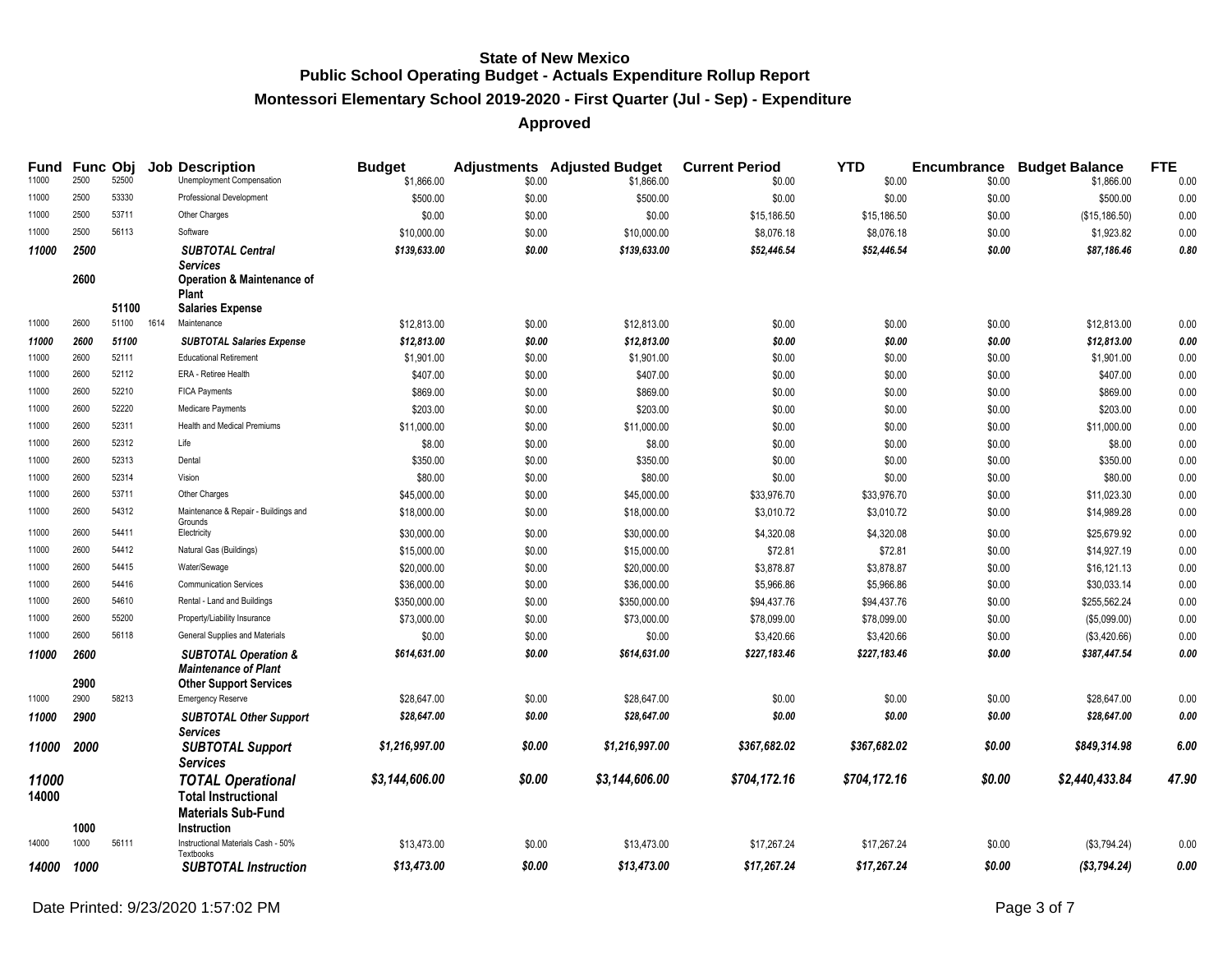## State of New Mexico
## Public School Operating Budget - Actuals Expenditure Rollup Report
### Montessori Elementary School 2019-2020 - First Quarter (Jul - Sep) - Expenditure
### Approved

| Fund | Func | Obj | Job | Description | Budget | Adjustments | Adjusted Budget | Current Period | YTD | Encumbrance | Budget Balance | FTE |
|---|---|---|---|---|---|---|---|---|---|---|---|---|
| 11000 | 2500 | 52500 | | Unemployment Compensation | $1,866.00 | $0.00 | $1,866.00 | $0.00 | $0.00 | $0.00 | $1,866.00 | 0.00 |
| 11000 | 2500 | 53330 | | Professional Development | $500.00 | $0.00 | $500.00 | $0.00 | $0.00 | $0.00 | $500.00 | 0.00 |
| 11000 | 2500 | 53711 | | Other Charges | $0.00 | $0.00 | $0.00 | $15,186.50 | $15,186.50 | $0.00 | ($15,186.50) | 0.00 |
| 11000 | 2500 | 56113 | | Software | $10,000.00 | $0.00 | $10,000.00 | $8,076.18 | $8,076.18 | $0.00 | $1,923.82 | 0.00 |
| ***11000*** | ***2500*** | | | ***SUBTOTAL Central Services*** | ***$139,633.00*** | ***$0.00*** | ***$139,633.00*** | ***$52,446.54*** | ***$52,446.54*** | ***$0.00*** | ***$87,186.46*** | ***0.80*** |
| | **2600** | | | **Operation & Maintenance of Plant** | | | | | | | | |
| | | **51100** | | **Salaries Expense** | | | | | | | | |
| 11000 | 2600 | 51100 | 1614 | Maintenance | $12,813.00 | $0.00 | $12,813.00 | $0.00 | $0.00 | $0.00 | $12,813.00 | 0.00 |
| ***11000*** | ***2600*** | ***51100*** | | ***SUBTOTAL Salaries Expense*** | ***$12,813.00*** | ***$0.00*** | ***$12,813.00*** | ***$0.00*** | ***$0.00*** | ***$0.00*** | ***$12,813.00*** | ***0.00*** |
| 11000 | 2600 | 52111 | | Educational Retirement | $1,901.00 | $0.00 | $1,901.00 | $0.00 | $0.00 | $0.00 | $1,901.00 | 0.00 |
| 11000 | 2600 | 52112 | | ERA - Retiree Health | $407.00 | $0.00 | $407.00 | $0.00 | $0.00 | $0.00 | $407.00 | 0.00 |
| 11000 | 2600 | 52210 | | FICA Payments | $869.00 | $0.00 | $869.00 | $0.00 | $0.00 | $0.00 | $869.00 | 0.00 |
| 11000 | 2600 | 52220 | | Medicare Payments | $203.00 | $0.00 | $203.00 | $0.00 | $0.00 | $0.00 | $203.00 | 0.00 |
| 11000 | 2600 | 52311 | | Health and Medical Premiums | $11,000.00 | $0.00 | $11,000.00 | $0.00 | $0.00 | $0.00 | $11,000.00 | 0.00 |
| 11000 | 2600 | 52312 | | Life | $8.00 | $0.00 | $8.00 | $0.00 | $0.00 | $0.00 | $8.00 | 0.00 |
| 11000 | 2600 | 52313 | | Dental | $350.00 | $0.00 | $350.00 | $0.00 | $0.00 | $0.00 | $350.00 | 0.00 |
| 11000 | 2600 | 52314 | | Vision | $80.00 | $0.00 | $80.00 | $0.00 | $0.00 | $0.00 | $80.00 | 0.00 |
| 11000 | 2600 | 53711 | | Other Charges | $45,000.00 | $0.00 | $45,000.00 | $33,976.70 | $33,976.70 | $0.00 | $11,023.30 | 0.00 |
| 11000 | 2600 | 54312 | | Maintenance & Repair - Buildings and Grounds | $18,000.00 | $0.00 | $18,000.00 | $3,010.72 | $3,010.72 | $0.00 | $14,989.28 | 0.00 |
| 11000 | 2600 | 54411 | | Electricity | $30,000.00 | $0.00 | $30,000.00 | $4,320.08 | $4,320.08 | $0.00 | $25,679.92 | 0.00 |
| 11000 | 2600 | 54412 | | Natural Gas (Buildings) | $15,000.00 | $0.00 | $15,000.00 | $72.81 | $72.81 | $0.00 | $14,927.19 | 0.00 |
| 11000 | 2600 | 54415 | | Water/Sewage | $20,000.00 | $0.00 | $20,000.00 | $3,878.87 | $3,878.87 | $0.00 | $16,121.13 | 0.00 |
| 11000 | 2600 | 54416 | | Communication Services | $36,000.00 | $0.00 | $36,000.00 | $5,966.86 | $5,966.86 | $0.00 | $30,033.14 | 0.00 |
| 11000 | 2600 | 54610 | | Rental - Land and Buildings | $350,000.00 | $0.00 | $350,000.00 | $94,437.76 | $94,437.76 | $0.00 | $255,562.24 | 0.00 |
| 11000 | 2600 | 55200 | | Property/Liability Insurance | $73,000.00 | $0.00 | $73,000.00 | $78,099.00 | $78,099.00 | $0.00 | ($5,099.00) | 0.00 |
| 11000 | 2600 | 56118 | | General Supplies and Materials | $0.00 | $0.00 | $0.00 | $3,420.66 | $3,420.66 | $0.00 | ($3,420.66) | 0.00 |
| ***11000*** | ***2600*** | | | ***SUBTOTAL Operation & Maintenance of Plant*** | ***$614,631.00*** | ***$0.00*** | ***$614,631.00*** | ***$227,183.46*** | ***$227,183.46*** | ***$0.00*** | ***$387,447.54*** | ***0.00*** |
| | **2900** | | | **Other Support Services** | | | | | | | | |
| 11000 | 2900 | 58213 | | Emergency Reserve | $28,647.00 | $0.00 | $28,647.00 | $0.00 | $0.00 | $0.00 | $28,647.00 | 0.00 |
| ***11000*** | ***2900*** | | | ***SUBTOTAL Other Support Services*** | ***$28,647.00*** | ***$0.00*** | ***$28,647.00*** | ***$0.00*** | ***$0.00*** | ***$0.00*** | ***$28,647.00*** | ***0.00*** |
| ***11000*** | ***2000*** | | | ***SUBTOTAL Support Services*** | ***$1,216,997.00*** | ***$0.00*** | ***$1,216,997.00*** | ***$367,682.02*** | ***$367,682.02*** | ***$0.00*** | ***$849,314.98*** | ***6.00*** |
| ***11000*** | | | | ***TOTAL Operational*** | ***$3,144,606.00*** | ***$0.00*** | ***$3,144,606.00*** | ***$704,172.16*** | ***$704,172.16*** | ***$0.00*** | ***$2,440,433.84*** | ***47.90*** |
| **14000** | | | | **Total Instructional Materials Sub-Fund** | | | | | | | | |
| | **1000** | | | **Instruction** | | | | | | | | |
| 14000 | 1000 | 56111 | | Instructional Materials Cash - 50% Textbooks | $13,473.00 | $0.00 | $13,473.00 | $17,267.24 | $17,267.24 | $0.00 | ($3,794.24) | 0.00 |
| ***14000*** | ***1000*** | | | ***SUBTOTAL Instruction*** | ***$13,473.00*** | ***$0.00*** | ***$13,473.00*** | ***$17,267.24*** | ***$17,267.24*** | ***$0.00*** | ***($3,794.24)*** | ***0.00*** |

Date Printed: 9/23/2020 1:57:02 PM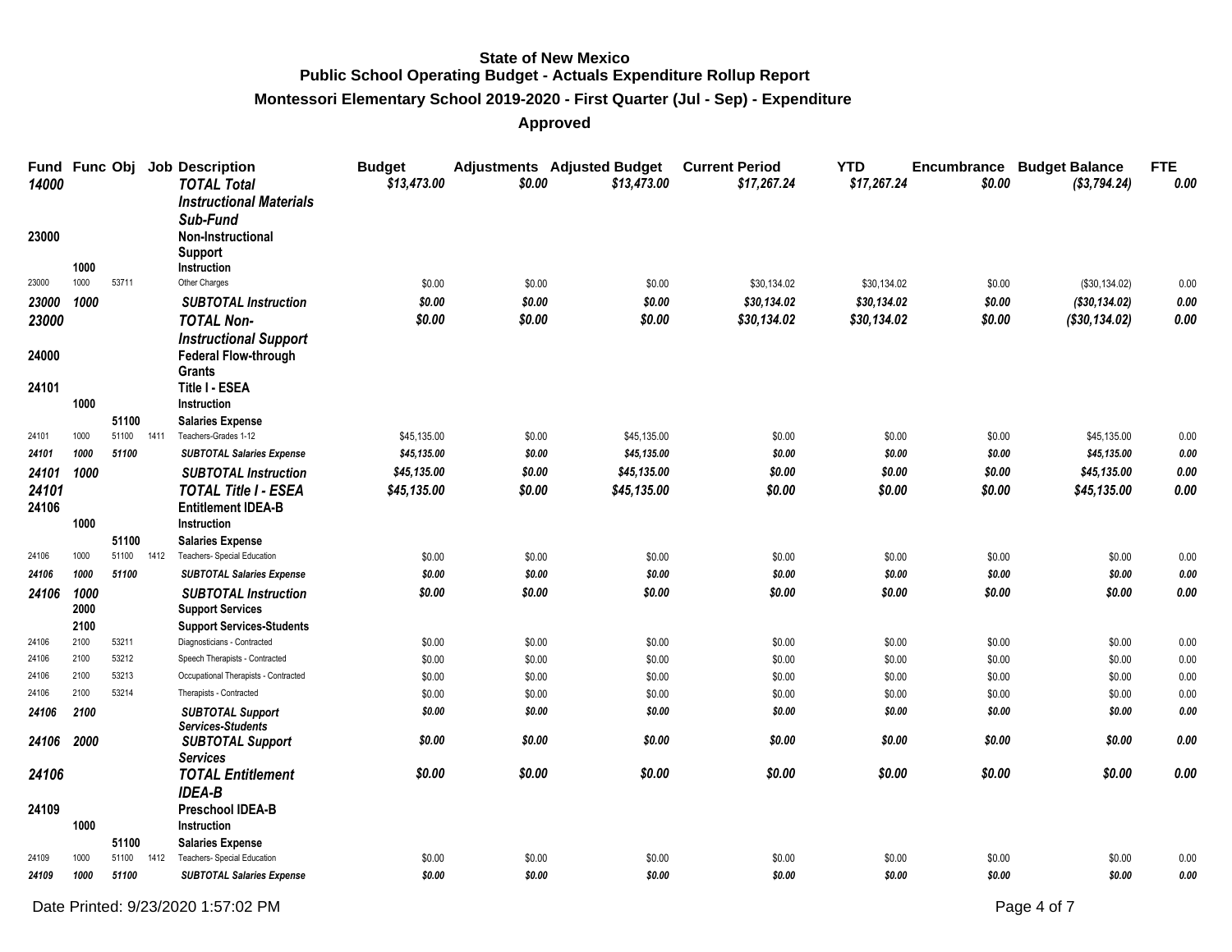**State of New Mexico**
**Public School Operating Budget - Actuals Expenditure Rollup Report**
**Montessori Elementary School 2019-2020 - First Quarter (Jul - Sep) - Expenditure**
**Approved**

| Fund | Func | Obj | Job | Description | Budget | Adjustments | Adjusted Budget | Current Period | YTD | Encumbrance | Budget Balance | FTE |
|---|---|---|---|---|---|---|---|---|---|---|---|---|
| *14000* | | | | *TOTAL Total Instructional Materials Sub-Fund* | *$13,473.00* | *$0.00* | *$13,473.00* | *$17,267.24* | *$17,267.24* | *$0.00* | *($3,794.24)* | *0.00* |
| **23000** | | | | **Non-Instructional Support** | | | | | | | | |
| | **1000** | | | **Instruction** | | | | | | | | |
| 23000 | 1000 | 53711 | | Other Charges | $0.00 | $0.00 | $0.00 | $30,134.02 | $30,134.02 | $0.00 | ($30,134.02) | 0.00 |
| *23000* | *1000* | | | *SUBTOTAL Instruction* | *$0.00* | *$0.00* | *$0.00* | *$30,134.02* | *$30,134.02* | *$0.00* | *($30,134.02)* | *0.00* |
| *23000* | | | | *TOTAL Non-Instructional Support* | *$0.00* | *$0.00* | *$0.00* | *$30,134.02* | *$30,134.02* | *$0.00* | *($30,134.02)* | *0.00* |
| **24000** | | | | **Federal Flow-through Grants** | | | | | | | | |
| **24101** | | | | **Title I - ESEA** | | | | | | | | |
| | **1000** | | | **Instruction** | | | | | | | | |
| | | **51100** | | **Salaries Expense** | | | | | | | | |
| 24101 | 1000 | 51100 | 1411 | Teachers-Grades 1-12 | $45,135.00 | $0.00 | $45,135.00 | $0.00 | $0.00 | $0.00 | $45,135.00 | 0.00 |
| *24101* | *1000* | *51100* | | *SUBTOTAL Salaries Expense* | *$45,135.00* | *$0.00* | *$45,135.00* | *$0.00* | *$0.00* | *$0.00* | *$45,135.00* | *0.00* |
| *24101* | *1000* | | | *SUBTOTAL Instruction* | *$45,135.00* | *$0.00* | *$45,135.00* | *$0.00* | *$0.00* | *$0.00* | *$45,135.00* | *0.00* |
| *24101* | | | | *TOTAL Title I - ESEA* | *$45,135.00* | *$0.00* | *$45,135.00* | *$0.00* | *$0.00* | *$0.00* | *$45,135.00* | *0.00* |
| **24106** | | | | **Entitlement IDEA-B** | | | | | | | | |
| | **1000** | | | **Instruction** | | | | | | | | |
| | | **51100** | | **Salaries Expense** | | | | | | | | |
| 24106 | 1000 | 51100 | 1412 | Teachers- Special Education | $0.00 | $0.00 | $0.00 | $0.00 | $0.00 | $0.00 | $0.00 | 0.00 |
| *24106* | *1000* | *51100* | | *SUBTOTAL Salaries Expense* | *$0.00* | *$0.00* | *$0.00* | *$0.00* | *$0.00* | *$0.00* | *$0.00* | *0.00* |
| *24106* | *1000* | | | *SUBTOTAL Instruction* | *$0.00* | *$0.00* | *$0.00* | *$0.00* | *$0.00* | *$0.00* | *$0.00* | *0.00* |
| | **2000** | | | **Support Services** | | | | | | | | |
| | **2100** | | | **Support Services-Students** | | | | | | | | |
| 24106 | 2100 | 53211 | | Diagnosticians - Contracted | $0.00 | $0.00 | $0.00 | $0.00 | $0.00 | $0.00 | $0.00 | 0.00 |
| 24106 | 2100 | 53212 | | Speech Therapists - Contracted | $0.00 | $0.00 | $0.00 | $0.00 | $0.00 | $0.00 | $0.00 | 0.00 |
| 24106 | 2100 | 53213 | | Occupational Therapists - Contracted | $0.00 | $0.00 | $0.00 | $0.00 | $0.00 | $0.00 | $0.00 | 0.00 |
| 24106 | 2100 | 53214 | | Therapists - Contracted | $0.00 | $0.00 | $0.00 | $0.00 | $0.00 | $0.00 | $0.00 | 0.00 |
| *24106* | *2100* | | | *SUBTOTAL Support Services-Students* | *$0.00* | *$0.00* | *$0.00* | *$0.00* | *$0.00* | *$0.00* | *$0.00* | *0.00* |
| *24106* | *2000* | | | *SUBTOTAL Support Services* | *$0.00* | *$0.00* | *$0.00* | *$0.00* | *$0.00* | *$0.00* | *$0.00* | *0.00* |
| *24106* | | | | *TOTAL Entitlement IDEA-B* | *$0.00* | *$0.00* | *$0.00* | *$0.00* | *$0.00* | *$0.00* | *$0.00* | *0.00* |
| **24109** | | | | **Preschool IDEA-B** | | | | | | | | |
| | **1000** | | | **Instruction** | | | | | | | | |
| | | **51100** | | **Salaries Expense** | | | | | | | | |
| 24109 | 1000 | 51100 | 1412 | Teachers- Special Education | $0.00 | $0.00 | $0.00 | $0.00 | $0.00 | $0.00 | $0.00 | 0.00 |
| *24109* | *1000* | *51100* | | *SUBTOTAL Salaries Expense* | *$0.00* | *$0.00* | *$0.00* | *$0.00* | *$0.00* | *$0.00* | *$0.00* | *0.00* |

Date Printed: 9/23/2020 1:57:02 PM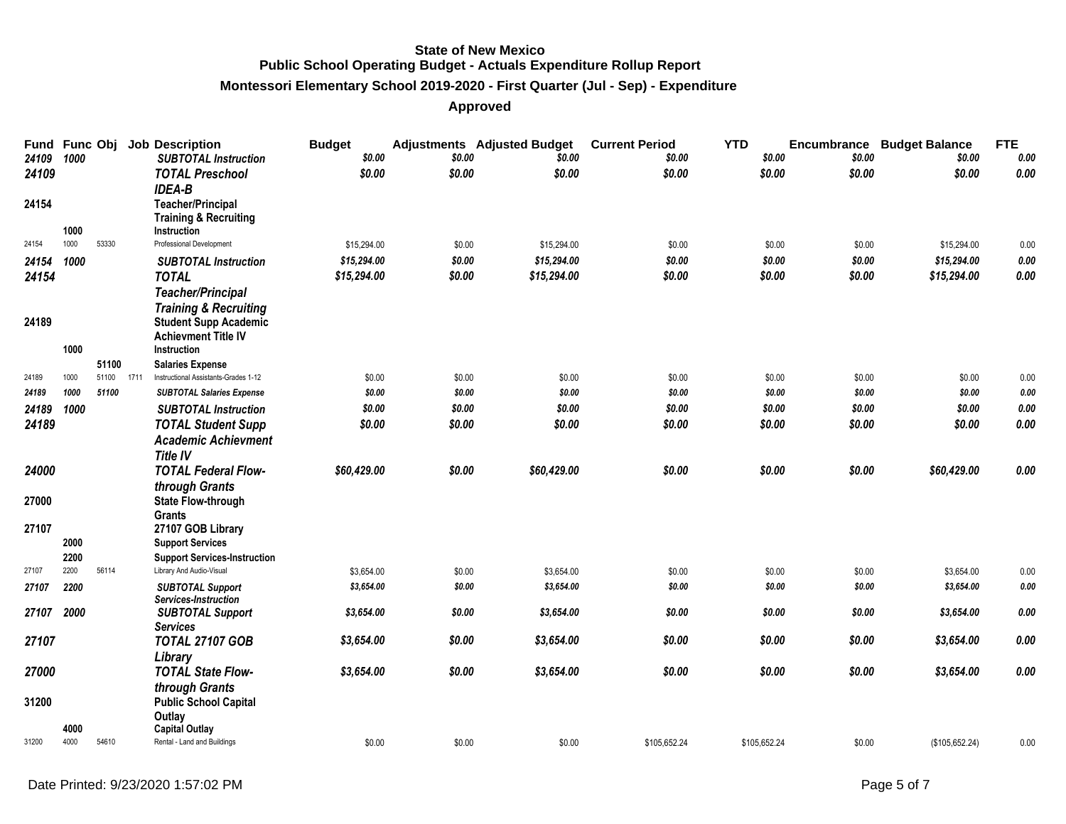**State of New Mexico**
**Public School Operating Budget - Actuals Expenditure Rollup Report**
**Montessori Elementary School 2019-2020 - First Quarter (Jul - Sep) - Expenditure**
**Approved**

| Fund | Func | Obj | Job | Description | Budget | Adjustments | Adjusted Budget | Current Period | YTD | Encumbrance | Budget Balance | FTE |
|---|---|---|---|---|---|---|---|---|---|---|---|---|
| *24109* | *1000* | | | ***SUBTOTAL Instruction*** | *$0.00* | *$0.00* | *$0.00* | *$0.00* | *$0.00* | *$0.00* | *$0.00* | *0.00* |
| ***24109*** | | | | ***TOTAL Preschool IDEA-B*** | ***$0.00*** | ***$0.00*** | ***$0.00*** | ***$0.00*** | ***$0.00*** | ***$0.00*** | ***$0.00*** | ***0.00*** |
| **24154** | | | | **Teacher/Principal Training & Recruiting** | | | | | | | | |
| | **1000** | | | **Instruction** | | | | | | | | |
| 24154 | 1000 | 53330 | | Professional Development | $15,294.00 | $0.00 | $15,294.00 | $0.00 | $0.00 | $0.00 | $15,294.00 | 0.00 |
| *24154* | *1000* | | | ***SUBTOTAL Instruction*** | *$15,294.00* | *$0.00* | *$15,294.00* | *$0.00* | *$0.00* | *$0.00* | *$15,294.00* | *0.00* |
| ***24154*** | | | | ***TOTAL Teacher/Principal Training & Recruiting*** | ***$15,294.00*** | ***$0.00*** | ***$15,294.00*** | ***$0.00*** | ***$0.00*** | ***$0.00*** | ***$15,294.00*** | ***0.00*** |
| **24189** | | | | **Student Supp Academic Achievment Title IV** | | | | | | | | |
| | **1000** | | | **Instruction** | | | | | | | | |
| | | **51100** | | **Salaries Expense** | | | | | | | | |
| 24189 | 1000 | 51100 | 1711 | Instructional Assistants-Grades 1-12 | $0.00 | $0.00 | $0.00 | $0.00 | $0.00 | $0.00 | $0.00 | 0.00 |
| *24189* | *1000* | *51100* | | ***SUBTOTAL Salaries Expense*** | *$0.00* | *$0.00* | *$0.00* | *$0.00* | *$0.00* | *$0.00* | *$0.00* | *0.00* |
| *24189* | *1000* | | | ***SUBTOTAL Instruction*** | *$0.00* | *$0.00* | *$0.00* | *$0.00* | *$0.00* | *$0.00* | *$0.00* | *0.00* |
| ***24189*** | | | | ***TOTAL Student Supp Academic Achievment Title IV*** | ***$0.00*** | ***$0.00*** | ***$0.00*** | ***$0.00*** | ***$0.00*** | ***$0.00*** | ***$0.00*** | ***0.00*** |
| ***24000*** | | | | ***TOTAL Federal Flow-through Grants*** | ***$60,429.00*** | ***$0.00*** | ***$60,429.00*** | ***$0.00*** | ***$0.00*** | ***$0.00*** | ***$60,429.00*** | ***0.00*** |
| **27000** | | | | **State Flow-through Grants** | | | | | | | | |
| **27107** | | | | **27107 GOB Library** | | | | | | | | |
| | **2000** | | | **Support Services** | | | | | | | | |
| | **2200** | | | **Support Services-Instruction** | | | | | | | | |
| 27107 | 2200 | 56114 | | Library And Audio-Visual | $3,654.00 | $0.00 | $3,654.00 | $0.00 | $0.00 | $0.00 | $3,654.00 | 0.00 |
| *27107* | *2200* | | | ***SUBTOTAL Support Services-Instruction*** | *$3,654.00* | *$0.00* | *$3,654.00* | *$0.00* | *$0.00* | *$0.00* | *$3,654.00* | *0.00* |
| *27107* | *2000* | | | ***SUBTOTAL Support Services*** | *$3,654.00* | *$0.00* | *$3,654.00* | *$0.00* | *$0.00* | *$0.00* | *$3,654.00* | *0.00* |
| ***27107*** | | | | ***TOTAL 27107 GOB Library*** | ***$3,654.00*** | ***$0.00*** | ***$3,654.00*** | ***$0.00*** | ***$0.00*** | ***$0.00*** | ***$3,654.00*** | ***0.00*** |
| ***27000*** | | | | ***TOTAL State Flow-through Grants*** | ***$3,654.00*** | ***$0.00*** | ***$3,654.00*** | ***$0.00*** | ***$0.00*** | ***$0.00*** | ***$3,654.00*** | ***0.00*** |
| **31200** | | | | **Public School Capital Outlay** | | | | | | | | |
| | **4000** | | | **Capital Outlay** | | | | | | | | |
| 31200 | 4000 | 54610 | | Rental - Land and Buildings | $0.00 | $0.00 | $0.00 | $105,652.24 | $105,652.24 | $0.00 | ($105,652.24) | 0.00 |

Date Printed: 9/23/2020 1:57:02 PM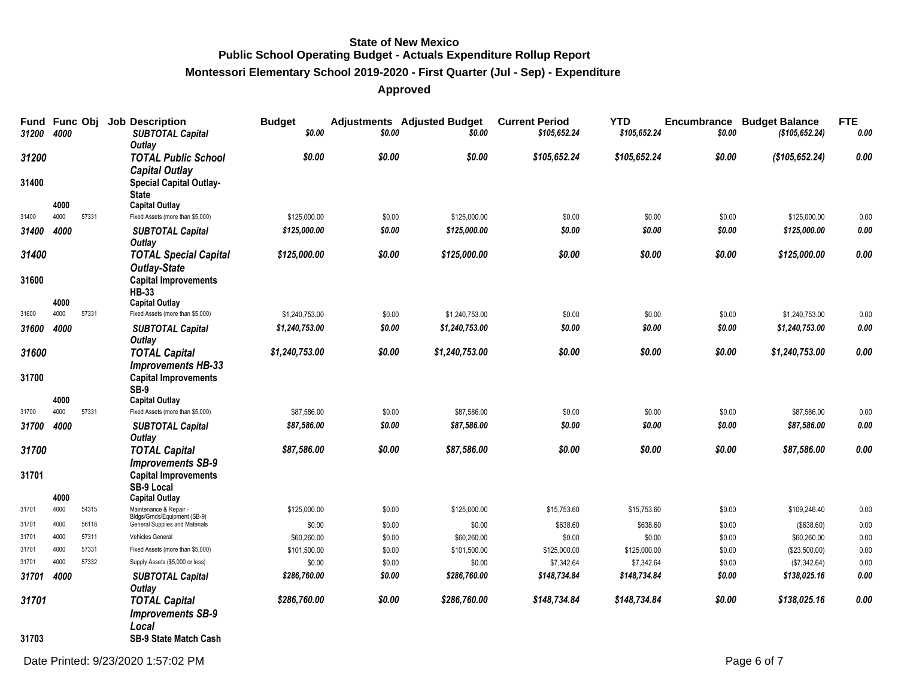**State of New Mexico**
**Public School Operating Budget - Actuals Expenditure Rollup Report**
**Montessori Elementary School 2019-2020 - First Quarter (Jul - Sep) - Expenditure**
**Approved**

| Fund | Func | Obj | Job | Description | Budget | Adjustments | Adjusted Budget | Current Period | YTD | Encumbrance | Budget Balance | FTE |
|---|---|---|---|---|---|---|---|---|---|---|---|---|
| *31200* | *4000* | | | ***SUBTOTAL Capital Outlay*** | *$0.00* | *$0.00* | *$0.00* | *$105,652.24* | *$105,652.24* | *$0.00* | *($105,652.24)* | *0.00* |
| ***31200*** | | | | ***TOTAL Public School Capital Outlay*** | ***$0.00*** | ***$0.00*** | ***$0.00*** | ***$105,652.24*** | ***$105,652.24*** | ***$0.00*** | ***($105,652.24)*** | ***0.00*** |
| **31400** | | | | **Special Capital Outlay-State** | | | | | | | | |
| | **4000** | | | **Capital Outlay** | | | | | | | | |
| 31400 | 4000 | 57331 | | Fixed Assets (more than $5,000) | $125,000.00 | $0.00 | $125,000.00 | $0.00 | $0.00 | $0.00 | $125,000.00 | 0.00 |
| *31400* | *4000* | | | ***SUBTOTAL Capital Outlay*** | *$125,000.00* | *$0.00* | *$125,000.00* | *$0.00* | *$0.00* | *$0.00* | *$125,000.00* | *0.00* |
| ***31400*** | | | | ***TOTAL Special Capital Outlay-State*** | ***$125,000.00*** | ***$0.00*** | ***$125,000.00*** | ***$0.00*** | ***$0.00*** | ***$0.00*** | ***$125,000.00*** | ***0.00*** |
| **31600** | | | | **Capital Improvements HB-33** | | | | | | | | |
| | **4000** | | | **Capital Outlay** | | | | | | | | |
| 31600 | 4000 | 57331 | | Fixed Assets (more than $5,000) | $1,240,753.00 | $0.00 | $1,240,753.00 | $0.00 | $0.00 | $0.00 | $1,240,753.00 | 0.00 |
| *31600* | *4000* | | | ***SUBTOTAL Capital Outlay*** | *$1,240,753.00* | *$0.00* | *$1,240,753.00* | *$0.00* | *$0.00* | *$0.00* | *$1,240,753.00* | *0.00* |
| ***31600*** | | | | ***TOTAL Capital Improvements HB-33*** | ***$1,240,753.00*** | ***$0.00*** | ***$1,240,753.00*** | ***$0.00*** | ***$0.00*** | ***$0.00*** | ***$1,240,753.00*** | ***0.00*** |
| **31700** | | | | **Capital Improvements SB-9** | | | | | | | | |
| | **4000** | | | **Capital Outlay** | | | | | | | | |
| 31700 | 4000 | 57331 | | Fixed Assets (more than $5,000) | $87,586.00 | $0.00 | $87,586.00 | $0.00 | $0.00 | $0.00 | $87,586.00 | 0.00 |
| *31700* | *4000* | | | ***SUBTOTAL Capital Outlay*** | *$87,586.00* | *$0.00* | *$87,586.00* | *$0.00* | *$0.00* | *$0.00* | *$87,586.00* | *0.00* |
| ***31700*** | | | | ***TOTAL Capital Improvements SB-9*** | ***$87,586.00*** | ***$0.00*** | ***$87,586.00*** | ***$0.00*** | ***$0.00*** | ***$0.00*** | ***$87,586.00*** | ***0.00*** |
| **31701** | | | | **Capital Improvements SB-9 Local** | | | | | | | | |
| | **4000** | | | **Capital Outlay** | | | | | | | | |
| 31701 | 4000 | 54315 | | Maintenance & Repair - Bldgs/Grnds/Equipment (SB-9) | $125,000.00 | $0.00 | $125,000.00 | $15,753.60 | $15,753.60 | $0.00 | $109,246.40 | 0.00 |
| 31701 | 4000 | 56118 | | General Supplies and Materials | $0.00 | $0.00 | $0.00 | $638.60 | $638.60 | $0.00 | ($638.60) | 0.00 |
| 31701 | 4000 | 57311 | | Vehicles General | $60,260.00 | $0.00 | $60,260.00 | $0.00 | $0.00 | $0.00 | $60,260.00 | 0.00 |
| 31701 | 4000 | 57331 | | Fixed Assets (more than $5,000) | $101,500.00 | $0.00 | $101,500.00 | $125,000.00 | $125,000.00 | $0.00 | ($23,500.00) | 0.00 |
| 31701 | 4000 | 57332 | | Supply Assets ($5,000 or less) | $0.00 | $0.00 | $0.00 | $7,342.64 | $7,342.64 | $0.00 | ($7,342.64) | 0.00 |
| *31701* | *4000* | | | ***SUBTOTAL Capital Outlay*** | *$286,760.00* | *$0.00* | *$286,760.00* | *$148,734.84* | *$148,734.84* | *$0.00* | *$138,025.16* | *0.00* |
| ***31701*** | | | | ***TOTAL Capital Improvements SB-9 Local*** | ***$286,760.00*** | ***$0.00*** | ***$286,760.00*** | ***$148,734.84*** | ***$148,734.84*** | ***$0.00*** | ***$138,025.16*** | ***0.00*** |
| **31703** | | | | **SB-9 State Match Cash** | | | | | | | | |

Date Printed: 9/23/2020 1:57:02 PM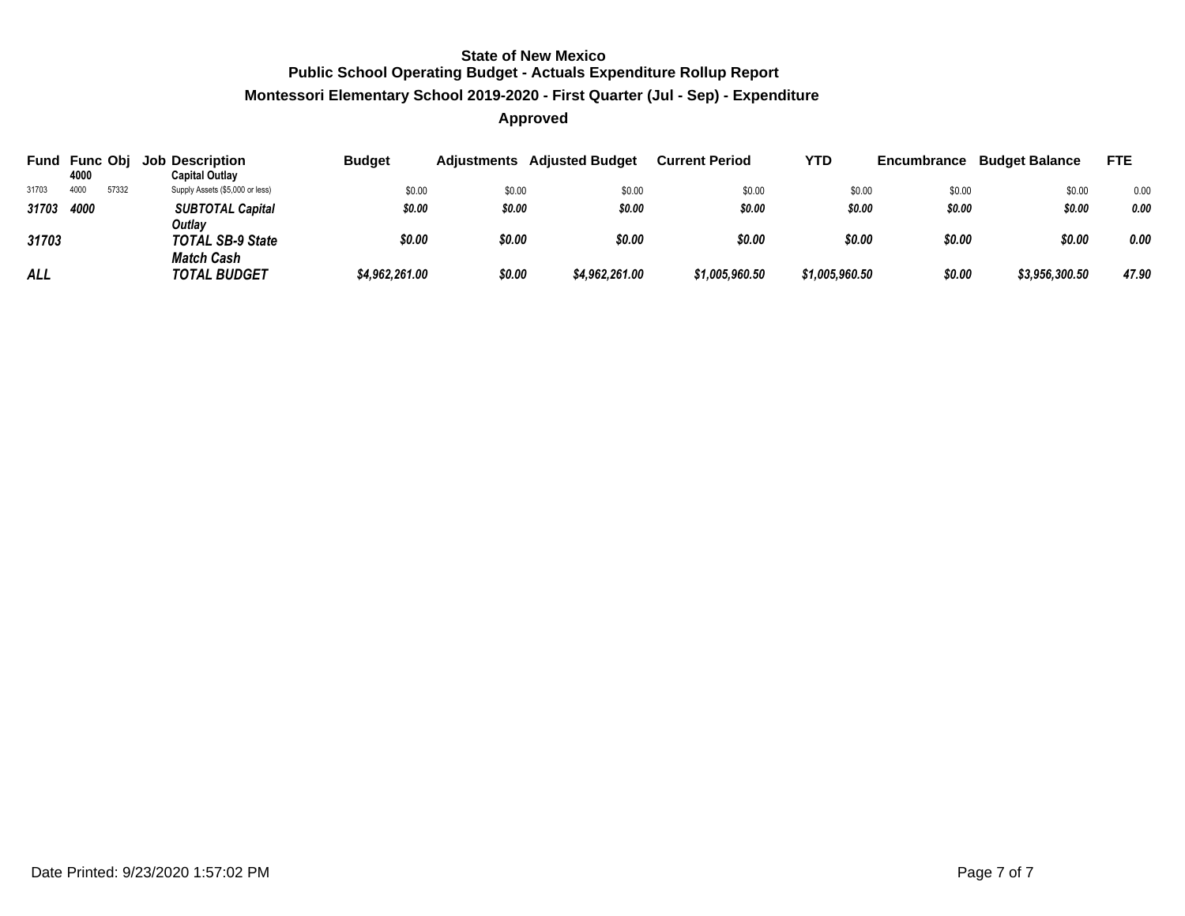**State of New Mexico**
**Public School Operating Budget - Actuals Expenditure Rollup Report**
**Montessori Elementary School 2019-2020 - First Quarter (Jul - Sep) - Expenditure**
**Approved**

| Fund | Func | Obj | Job | Description | Budget | Adjustments | Adjusted Budget | Current Period | YTD | Encumbrance | Budget Balance | FTE |
|---|---|---|---|---|---|---|---|---|---|---|---|---|
| | **4000** | | | **Capital Outlay** | | | | | | | | |
| 31703 | 4000 | 57332 | | Supply Assets ($5,000 or less) | $0.00 | $0.00 | $0.00 | $0.00 | $0.00 | $0.00 | $0.00 | 0.00 |
| ***31703*** | ***4000*** | | | ***SUBTOTAL Capital Outlay*** | ***$0.00*** | ***$0.00*** | ***$0.00*** | ***$0.00*** | ***$0.00*** | ***$0.00*** | ***$0.00*** | ***0.00*** |
| ***31703*** | | | | ***TOTAL SB-9 State Match Cash*** | ***$0.00*** | ***$0.00*** | ***$0.00*** | ***$0.00*** | ***$0.00*** | ***$0.00*** | ***$0.00*** | ***0.00*** |
| ***ALL*** | | | | ***TOTAL BUDGET*** | ***$4,962,261.00*** | ***$0.00*** | ***$4,962,261.00*** | ***$1,005,960.50*** | ***$1,005,960.50*** | ***$0.00*** | ***$3,956,300.50*** | ***47.90*** |

Date Printed: 9/23/2020 1:57:02 PM